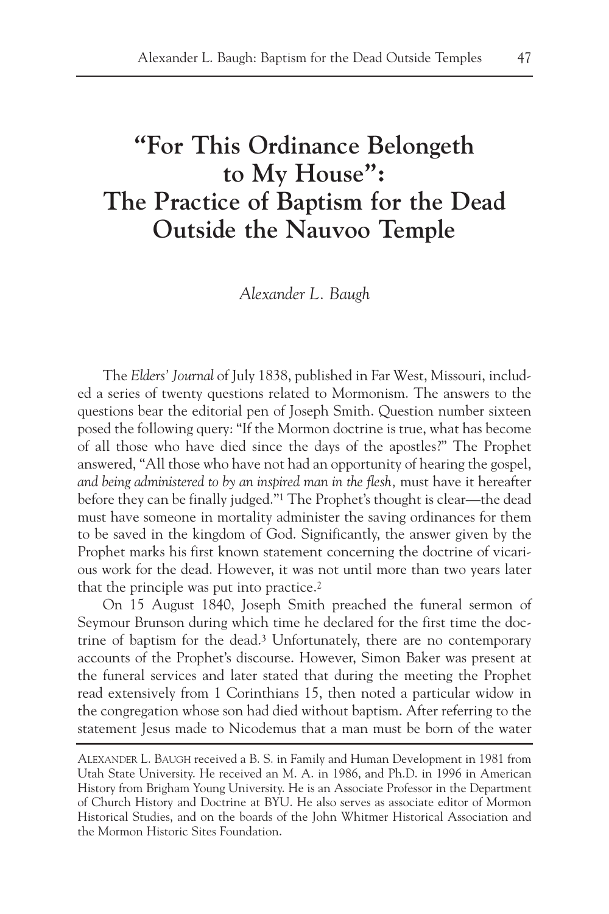# "For This Ordinance Belongeth to My House": The Practice of Baptism for the Dead Outside the Nauvoo Temple

*Alexander L. Baugh*

The *Elders' Journal* of July 1838, published in Far West, Missouri, included a series of twenty questions related to Mormonism. The answers to the questions bear the editorial pen of Joseph Smith. Question number sixteen posed the following query: "If the Mormon doctrine is true, what has become of all those who have died since the days of the apostles?" The Prophet answered, "All those who have not had an opportunity of hearing the gospel, *and being administered to by an inspired man in the flesh,* must have it hereafter before they can be finally judged."[1] The Prophet's thought is clear—the dead must have someone in mortality administer the saving ordinances for them to be saved in the kingdom of God. Significantly, the answer given by the Prophet marks his first known statement concerning the doctrine of vicarious work for the dead. However, it was not until more than two years later that the principle was put into practice.[2]

On 15 August 1840, Joseph Smith preached the funeral sermon of Seymour Brunson during which time he declared for the first time the doctrine of baptism for the dead.[3] Unfortunately, there are no contemporary accounts of the Prophet's discourse. However, Simon Baker was present at the funeral services and later stated that during the meeting the Prophet read extensively from 1 Corinthians 15, then noted a particular widow in the congregation whose son had died without baptism. After referring to the statement Jesus made to Nicodemus that a man must be born of the water

---

ALEXANDER L. BAUGH received a B. S. in Family and Human Development in 1981 from Utah State University. He received an M. A. in 1986, and Ph.D. in 1996 in American History from Brigham Young University. He is an Associate Professor in the Department of Church History and Doctrine at BYU. He also serves as associate editor of Mormon Historical Studies, and on the boards of the John Whitmer Historical Association and the Mormon Historic Sites Foundation.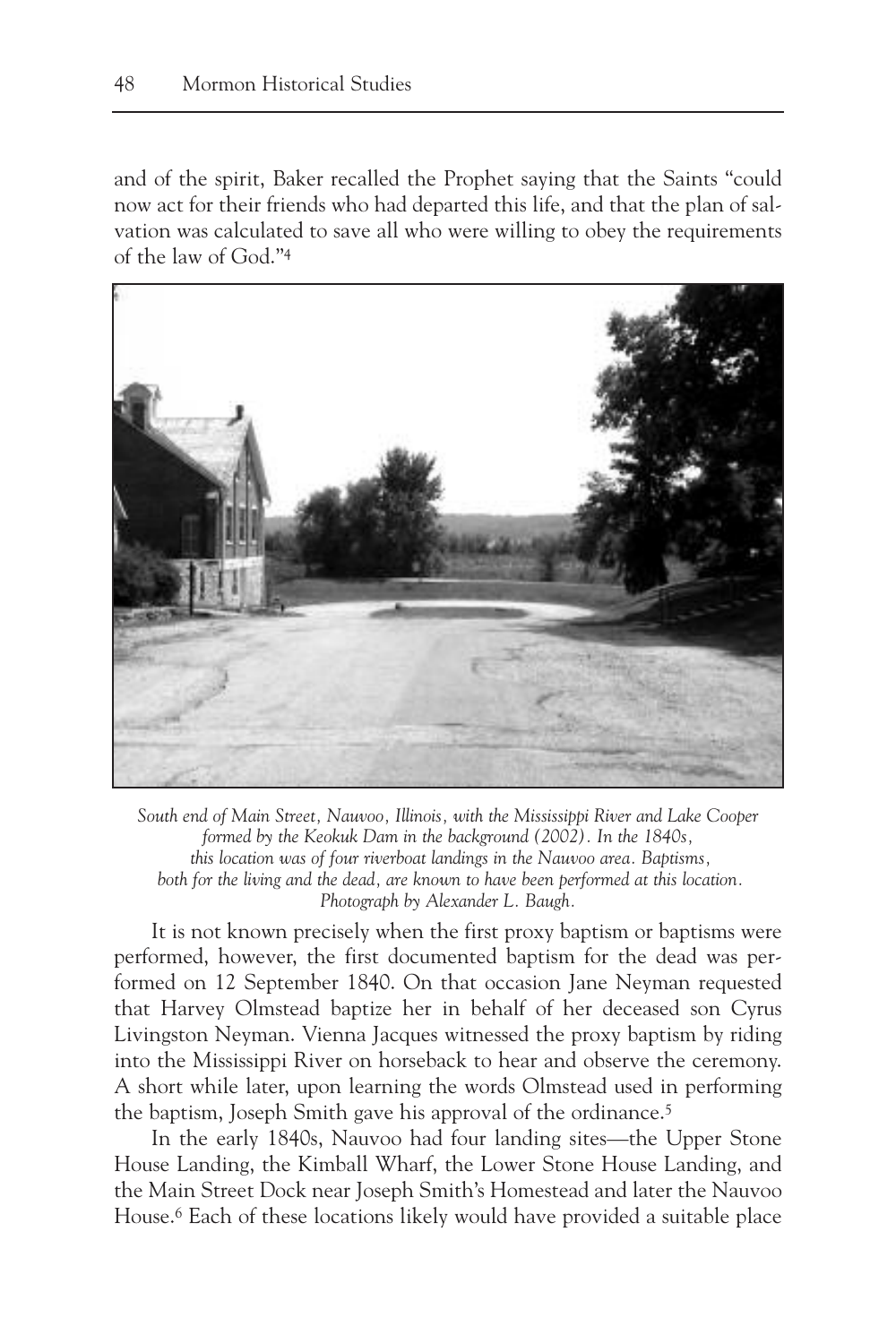and of the spirit, Baker recalled the Prophet saying that the Saints "could now act for their friends who had departed this life, and that the plan of salvation was calculated to save all who were willing to obey the requirements of the law of God."[4]

*South end of Main Street, Nauvoo, Illinois, with the Mississippi River and Lake Cooper formed by the Keokuk Dam in the background (2002). In the 1840s, this location was of four riverboat landings in the Nauvoo area. Baptisms, both for the living and the dead, are known to have been performed at this location. Photograph by Alexander L. Baugh.*

It is not known precisely when the first proxy baptism or baptisms were performed, however, the first documented baptism for the dead was performed on 12 September 1840. On that occasion Jane Neyman requested that Harvey Olmstead baptize her in behalf of her deceased son Cyrus Livingston Neyman. Vienna Jacques witnessed the proxy baptism by riding into the Mississippi River on horseback to hear and observe the ceremony. A short while later, upon learning the words Olmstead used in performing the baptism, Joseph Smith gave his approval of the ordinance.[5]

In the early 1840s, Nauvoo had four landing sites—the Upper Stone House Landing, the Kimball Wharf, the Lower Stone House Landing, and the Main Street Dock near Joseph Smith's Homestead and later the Nauvoo House.[6] Each of these locations likely would have provided a suitable place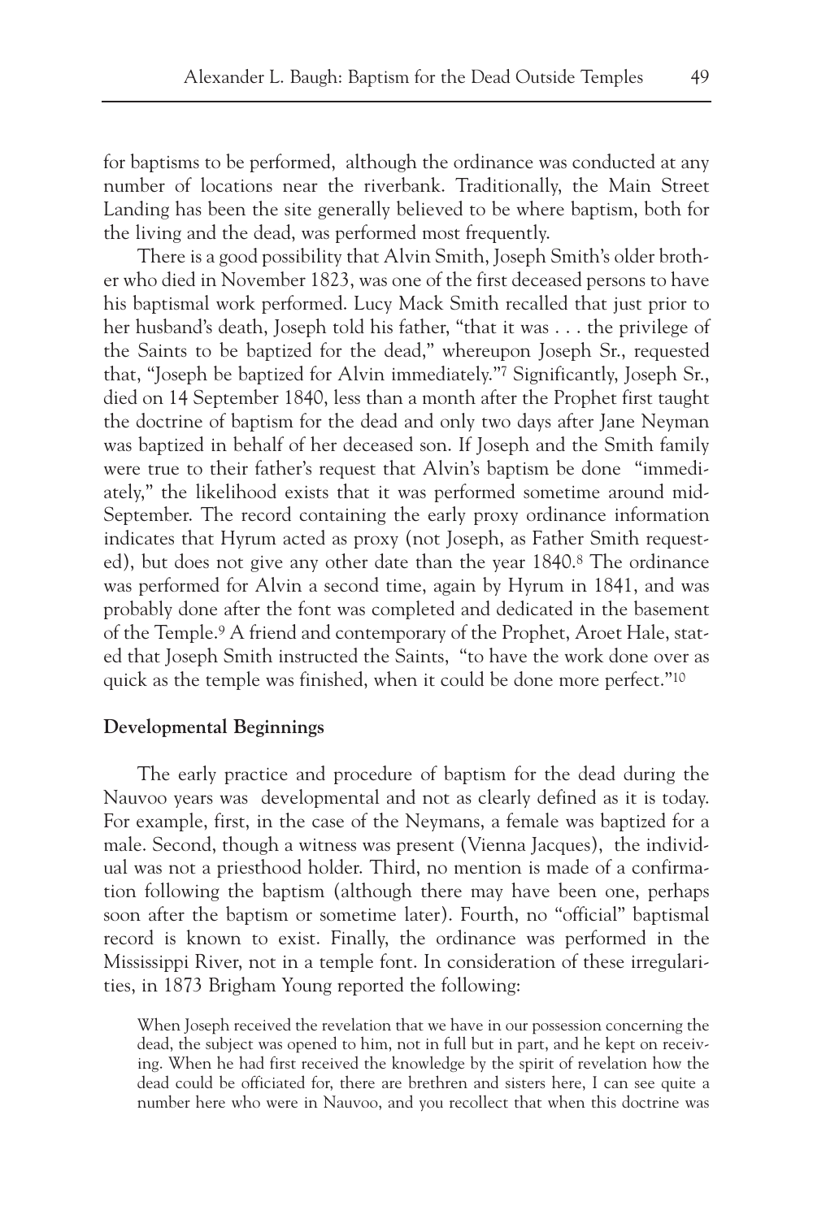for baptisms to be performed, although the ordinance was conducted at any number of locations near the riverbank. Traditionally, the Main Street Landing has been the site generally believed to be where baptism, both for the living and the dead, was performed most frequently.

There is a good possibility that Alvin Smith, Joseph Smith's older brother who died in November 1823, was one of the first deceased persons to have his baptismal work performed. Lucy Mack Smith recalled that just prior to her husband's death, Joseph told his father, "that it was . . . the privilege of the Saints to be baptized for the dead," whereupon Joseph Sr., requested that, "Joseph be baptized for Alvin immediately."[7] Significantly, Joseph Sr., died on 14 September 1840, less than a month after the Prophet first taught the doctrine of baptism for the dead and only two days after Jane Neyman was baptized in behalf of her deceased son. If Joseph and the Smith family were true to their father's request that Alvin's baptism be done "immediately," the likelihood exists that it was performed sometime around mid-September. The record containing the early proxy ordinance information indicates that Hyrum acted as proxy (not Joseph, as Father Smith requested), but does not give any other date than the year 1840.[8] The ordinance was performed for Alvin a second time, again by Hyrum in 1841, and was probably done after the font was completed and dedicated in the basement of the Temple.[9] A friend and contemporary of the Prophet, Aroet Hale, stated that Joseph Smith instructed the Saints, "to have the work done over as quick as the temple was finished, when it could be done more perfect."[10]

**Developmental Beginnings**

The early practice and procedure of baptism for the dead during the Nauvoo years was developmental and not as clearly defined as it is today. For example, first, in the case of the Neymans, a female was baptized for a male. Second, though a witness was present (Vienna Jacques), the individual was not a priesthood holder. Third, no mention is made of a confirmation following the baptism (although there may have been one, perhaps soon after the baptism or sometime later). Fourth, no "official" baptismal record is known to exist. Finally, the ordinance was performed in the Mississippi River, not in a temple font. In consideration of these irregularities, in 1873 Brigham Young reported the following:

> When Joseph received the revelation that we have in our possession concerning the dead, the subject was opened to him, not in full but in part, and he kept on receiving. When he had first received the knowledge by the spirit of revelation how the dead could be officiated for, there are brethren and sisters here, I can see quite a number here who were in Nauvoo, and you recollect that when this doctrine was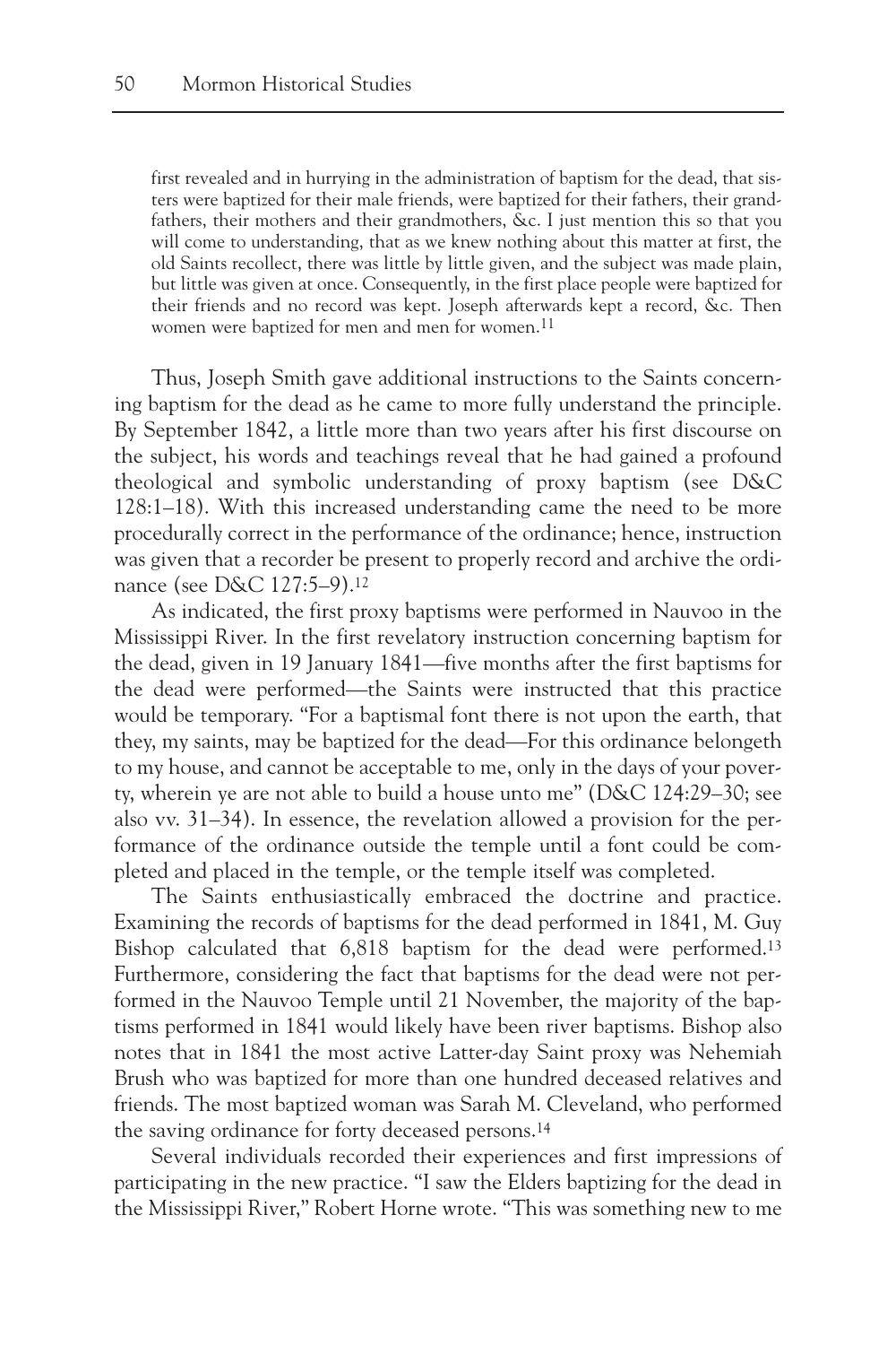> first revealed and in hurrying in the administration of baptism for the dead, that sisters were baptized for their male friends, were baptized for their fathers, their grandfathers, their mothers and their grandmothers, &c. I just mention this so that you will come to understanding, that as we knew nothing about this matter at first, the old Saints recollect, there was little by little given, and the subject was made plain, but little was given at once. Consequently, in the first place people were baptized for their friends and no record was kept. Joseph afterwards kept a record, &c. Then women were baptized for men and men for women.[11]

Thus, Joseph Smith gave additional instructions to the Saints concerning baptism for the dead as he came to more fully understand the principle. By September 1842, a little more than two years after his first discourse on the subject, his words and teachings reveal that he had gained a profound theological and symbolic understanding of proxy baptism (see D&C 128:1–18). With this increased understanding came the need to be more procedurally correct in the performance of the ordinance; hence, instruction was given that a recorder be present to properly record and archive the ordinance (see D&C 127:5–9).[12]

As indicated, the first proxy baptisms were performed in Nauvoo in the Mississippi River. In the first revelatory instruction concerning baptism for the dead, given in 19 January 1841—five months after the first baptisms for the dead were performed—the Saints were instructed that this practice would be temporary. "For a baptismal font there is not upon the earth, that they, my saints, may be baptized for the dead—For this ordinance belongeth to my house, and cannot be acceptable to me, only in the days of your poverty, wherein ye are not able to build a house unto me" (D&C 124:29–30; see also vv. 31–34). In essence, the revelation allowed a provision for the performance of the ordinance outside the temple until a font could be completed and placed in the temple, or the temple itself was completed.

The Saints enthusiastically embraced the doctrine and practice. Examining the records of baptisms for the dead performed in 1841, M. Guy Bishop calculated that 6,818 baptism for the dead were performed.[13] Furthermore, considering the fact that baptisms for the dead were not performed in the Nauvoo Temple until 21 November, the majority of the baptisms performed in 1841 would likely have been river baptisms. Bishop also notes that in 1841 the most active Latter-day Saint proxy was Nehemiah Brush who was baptized for more than one hundred deceased relatives and friends. The most baptized woman was Sarah M. Cleveland, who performed the saving ordinance for forty deceased persons.[14]

Several individuals recorded their experiences and first impressions of participating in the new practice. "I saw the Elders baptizing for the dead in the Mississippi River," Robert Horne wrote. "This was something new to me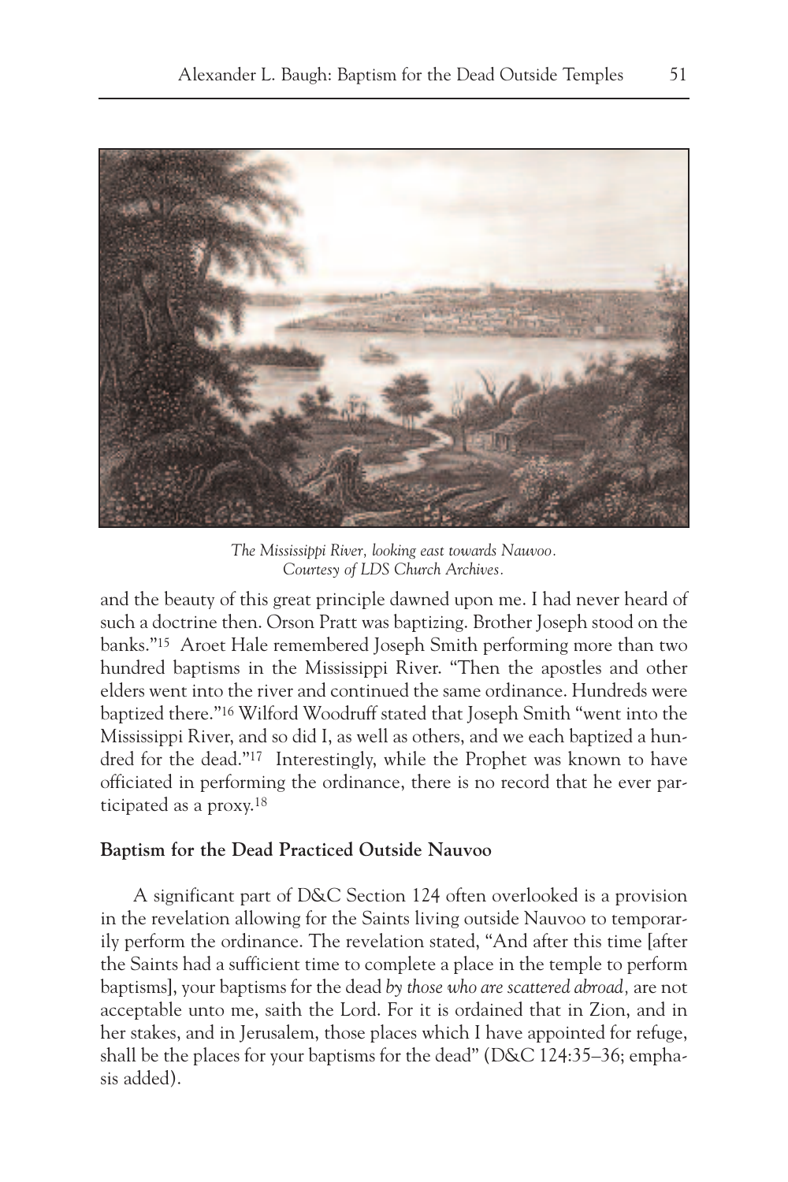*The Mississippi River, looking east towards Nauvoo.*
*Courtesy of LDS Church Archives.*

and the beauty of this great principle dawned upon me. I had never heard of such a doctrine then. Orson Pratt was baptizing. Brother Joseph stood on the banks."[15] Aroet Hale remembered Joseph Smith performing more than two hundred baptisms in the Mississippi River. "Then the apostles and other elders went into the river and continued the same ordinance. Hundreds were baptized there."[16] Wilford Woodruff stated that Joseph Smith "went into the Mississippi River, and so did I, as well as others, and we each baptized a hundred for the dead."[17] Interestingly, while the Prophet was known to have officiated in performing the ordinance, there is no record that he ever participated as a proxy.[18]

**Baptism for the Dead Practiced Outside Nauvoo**

A significant part of D&C Section 124 often overlooked is a provision in the revelation allowing for the Saints living outside Nauvoo to temporarily perform the ordinance. The revelation stated, "And after this time [after the Saints had a sufficient time to complete a place in the temple to perform baptisms], your baptisms for the dead *by those who are scattered abroad,* are not acceptable unto me, saith the Lord. For it is ordained that in Zion, and in her stakes, and in Jerusalem, those places which I have appointed for refuge, shall be the places for your baptisms for the dead" (D&C 124:35–36; emphasis added).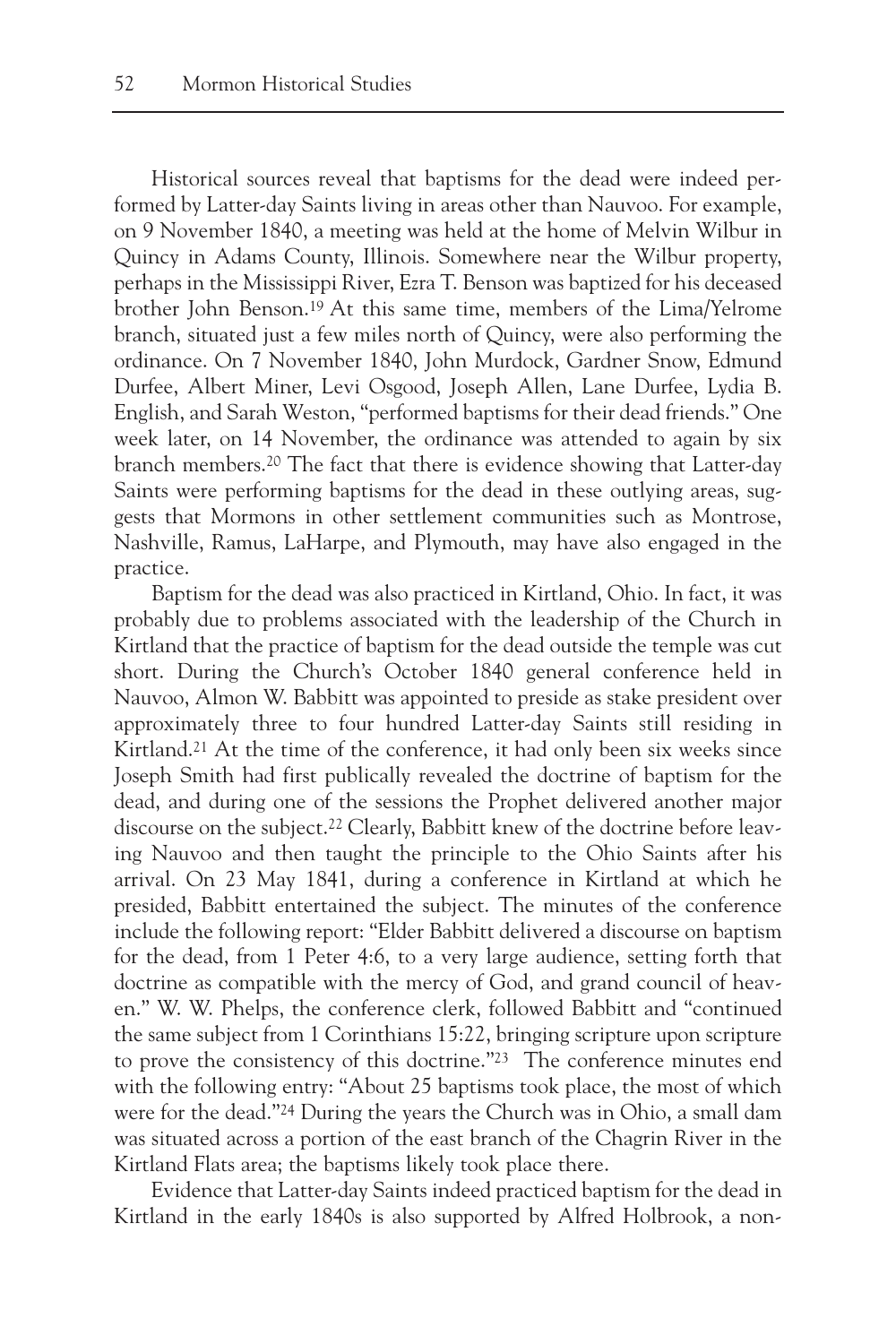Historical sources reveal that baptisms for the dead were indeed performed by Latter-day Saints living in areas other than Nauvoo. For example, on 9 November 1840, a meeting was held at the home of Melvin Wilbur in Quincy in Adams County, Illinois. Somewhere near the Wilbur property, perhaps in the Mississippi River, Ezra T. Benson was baptized for his deceased brother John Benson.[19] At this same time, members of the Lima/Yelrome branch, situated just a few miles north of Quincy, were also performing the ordinance. On 7 November 1840, John Murdock, Gardner Snow, Edmund Durfee, Albert Miner, Levi Osgood, Joseph Allen, Lane Durfee, Lydia B. English, and Sarah Weston, "performed baptisms for their dead friends." One week later, on 14 November, the ordinance was attended to again by six branch members.[20] The fact that there is evidence showing that Latter-day Saints were performing baptisms for the dead in these outlying areas, suggests that Mormons in other settlement communities such as Montrose, Nashville, Ramus, LaHarpe, and Plymouth, may have also engaged in the practice.

Baptism for the dead was also practiced in Kirtland, Ohio. In fact, it was probably due to problems associated with the leadership of the Church in Kirtland that the practice of baptism for the dead outside the temple was cut short. During the Church's October 1840 general conference held in Nauvoo, Almon W. Babbitt was appointed to preside as stake president over approximately three to four hundred Latter-day Saints still residing in Kirtland.[21] At the time of the conference, it had only been six weeks since Joseph Smith had first publically revealed the doctrine of baptism for the dead, and during one of the sessions the Prophet delivered another major discourse on the subject.[22] Clearly, Babbitt knew of the doctrine before leaving Nauvoo and then taught the principle to the Ohio Saints after his arrival. On 23 May 1841, during a conference in Kirtland at which he presided, Babbitt entertained the subject. The minutes of the conference include the following report: "Elder Babbitt delivered a discourse on baptism for the dead, from 1 Peter 4:6, to a very large audience, setting forth that doctrine as compatible with the mercy of God, and grand council of heaven." W. W. Phelps, the conference clerk, followed Babbitt and "continued the same subject from 1 Corinthians 15:22, bringing scripture upon scripture to prove the consistency of this doctrine."[23] The conference minutes end with the following entry: "About 25 baptisms took place, the most of which were for the dead."[24] During the years the Church was in Ohio, a small dam was situated across a portion of the east branch of the Chagrin River in the Kirtland Flats area; the baptisms likely took place there.

Evidence that Latter-day Saints indeed practiced baptism for the dead in Kirtland in the early 1840s is also supported by Alfred Holbrook, a non-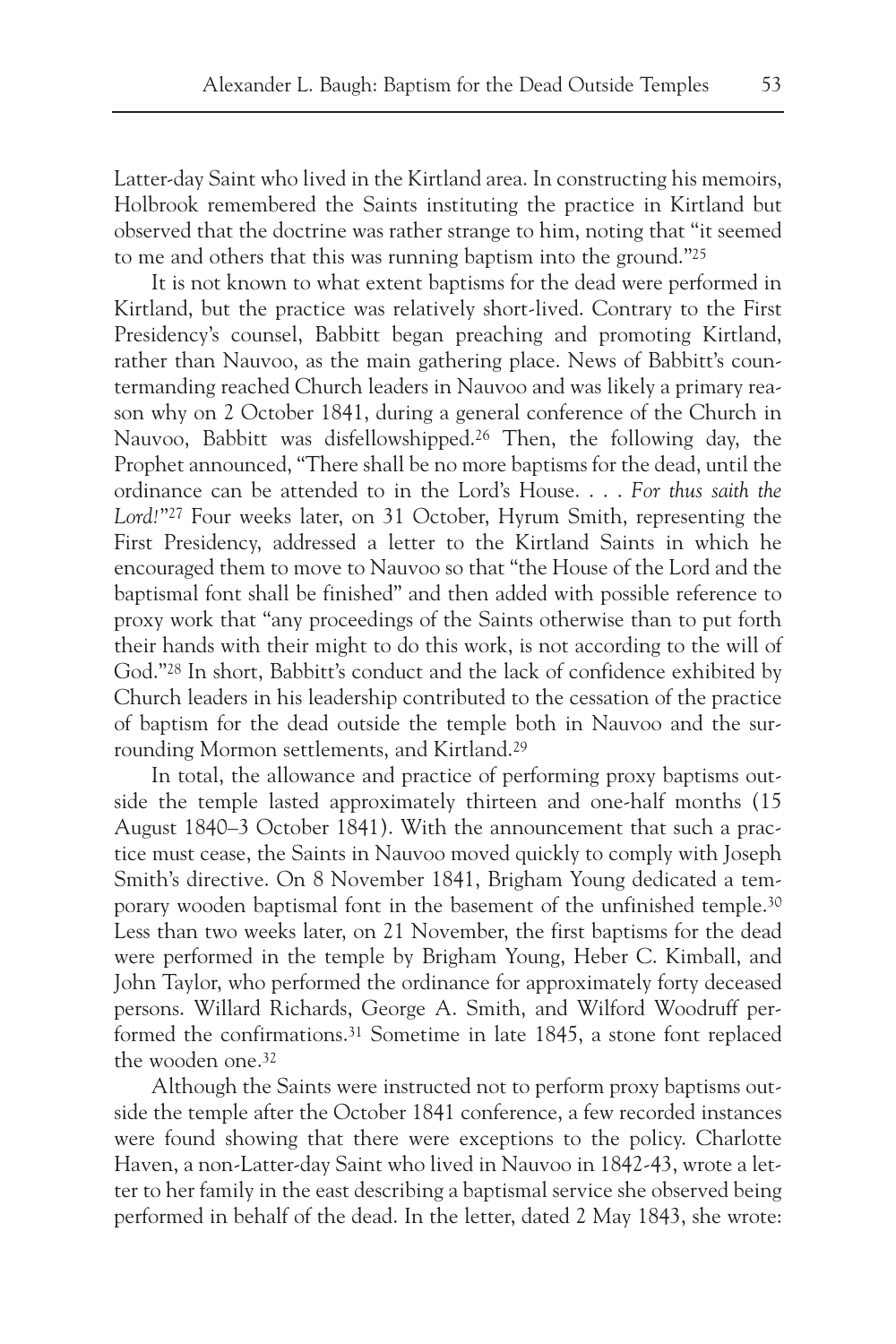Latter-day Saint who lived in the Kirtland area. In constructing his memoirs, Holbrook remembered the Saints instituting the practice in Kirtland but observed that the doctrine was rather strange to him, noting that "it seemed to me and others that this was running baptism into the ground."[25]

It is not known to what extent baptisms for the dead were performed in Kirtland, but the practice was relatively short-lived. Contrary to the First Presidency's counsel, Babbitt began preaching and promoting Kirtland, rather than Nauvoo, as the main gathering place. News of Babbitt's countermanding reached Church leaders in Nauvoo and was likely a primary reason why on 2 October 1841, during a general conference of the Church in Nauvoo, Babbitt was disfellowshipped.[26] Then, the following day, the Prophet announced, "There shall be no more baptisms for the dead, until the ordinance can be attended to in the Lord's House. . . . *For thus saith the Lord!*"[27] Four weeks later, on 31 October, Hyrum Smith, representing the First Presidency, addressed a letter to the Kirtland Saints in which he encouraged them to move to Nauvoo so that "the House of the Lord and the baptismal font shall be finished" and then added with possible reference to proxy work that "any proceedings of the Saints otherwise than to put forth their hands with their might to do this work, is not according to the will of God."[28] In short, Babbitt's conduct and the lack of confidence exhibited by Church leaders in his leadership contributed to the cessation of the practice of baptism for the dead outside the temple both in Nauvoo and the surrounding Mormon settlements, and Kirtland.[29]

In total, the allowance and practice of performing proxy baptisms outside the temple lasted approximately thirteen and one-half months (15 August 1840–3 October 1841). With the announcement that such a practice must cease, the Saints in Nauvoo moved quickly to comply with Joseph Smith's directive. On 8 November 1841, Brigham Young dedicated a temporary wooden baptismal font in the basement of the unfinished temple.[30] Less than two weeks later, on 21 November, the first baptisms for the dead were performed in the temple by Brigham Young, Heber C. Kimball, and John Taylor, who performed the ordinance for approximately forty deceased persons. Willard Richards, George A. Smith, and Wilford Woodruff performed the confirmations.[31] Sometime in late 1845, a stone font replaced the wooden one.[32]

Although the Saints were instructed not to perform proxy baptisms outside the temple after the October 1841 conference, a few recorded instances were found showing that there were exceptions to the policy. Charlotte Haven, a non-Latter-day Saint who lived in Nauvoo in 1842-43, wrote a letter to her family in the east describing a baptismal service she observed being performed in behalf of the dead. In the letter, dated 2 May 1843, she wrote: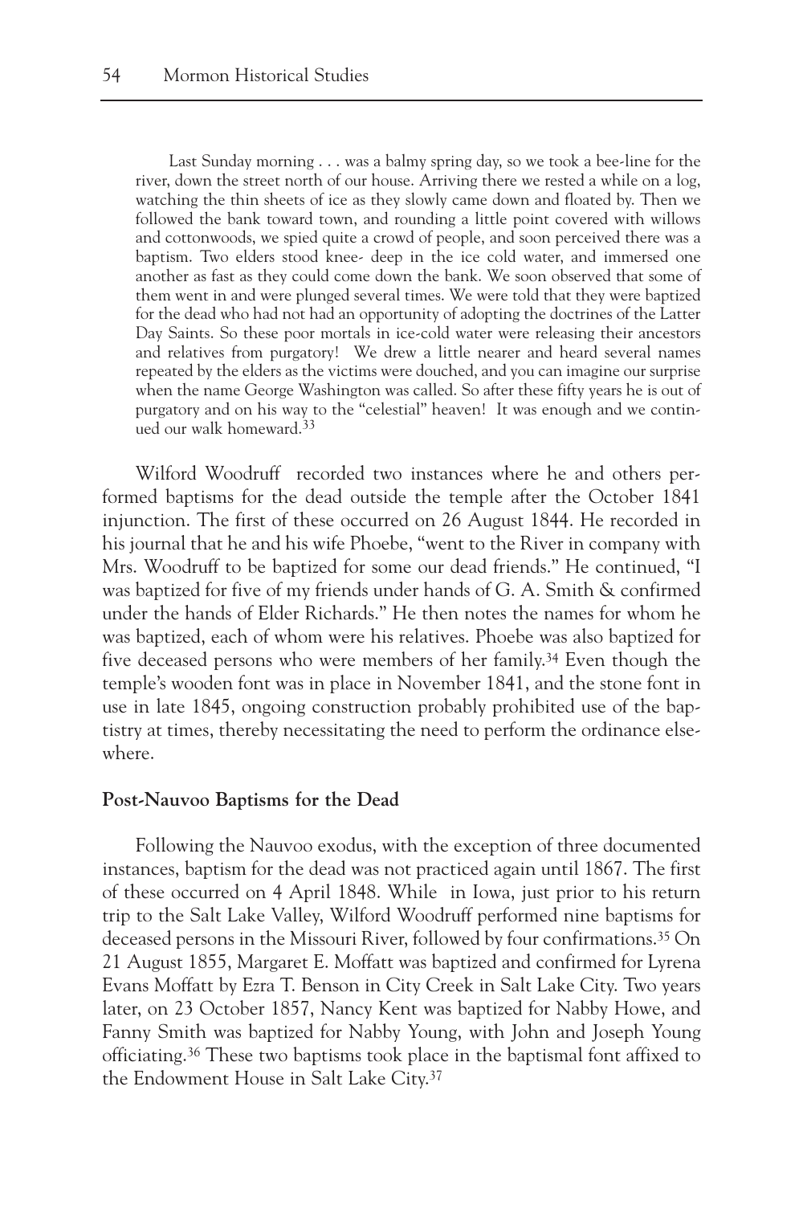> Last Sunday morning . . . was a balmy spring day, so we took a bee-line for the river, down the street north of our house. Arriving there we rested a while on a log, watching the thin sheets of ice as they slowly came down and floated by. Then we followed the bank toward town, and rounding a little point covered with willows and cottonwoods, we spied quite a crowd of people, and soon perceived there was a baptism. Two elders stood knee- deep in the ice cold water, and immersed one another as fast as they could come down the bank. We soon observed that some of them went in and were plunged several times. We were told that they were baptized for the dead who had not had an opportunity of adopting the doctrines of the Latter Day Saints. So these poor mortals in ice-cold water were releasing their ancestors and relatives from purgatory! We drew a little nearer and heard several names repeated by the elders as the victims were douched, and you can imagine our surprise when the name George Washington was called. So after these fifty years he is out of purgatory and on his way to the "celestial" heaven! It was enough and we continued our walk homeward.[33]

Wilford Woodruff recorded two instances where he and others performed baptisms for the dead outside the temple after the October 1841 injunction. The first of these occurred on 26 August 1844. He recorded in his journal that he and his wife Phoebe, "went to the River in company with Mrs. Woodruff to be baptized for some our dead friends." He continued, "I was baptized for five of my friends under hands of G. A. Smith & confirmed under the hands of Elder Richards." He then notes the names for whom he was baptized, each of whom were his relatives. Phoebe was also baptized for five deceased persons who were members of her family.[34] Even though the temple's wooden font was in place in November 1841, and the stone font in use in late 1845, ongoing construction probably prohibited use of the baptistry at times, thereby necessitating the need to perform the ordinance elsewhere.

**Post-Nauvoo Baptisms for the Dead**

Following the Nauvoo exodus, with the exception of three documented instances, baptism for the dead was not practiced again until 1867. The first of these occurred on 4 April 1848. While in Iowa, just prior to his return trip to the Salt Lake Valley, Wilford Woodruff performed nine baptisms for deceased persons in the Missouri River, followed by four confirmations.[35] On 21 August 1855, Margaret E. Moffatt was baptized and confirmed for Lyrena Evans Moffatt by Ezra T. Benson in City Creek in Salt Lake City. Two years later, on 23 October 1857, Nancy Kent was baptized for Nabby Howe, and Fanny Smith was baptized for Nabby Young, with John and Joseph Young officiating.[36] These two baptisms took place in the baptismal font affixed to the Endowment House in Salt Lake City.[37]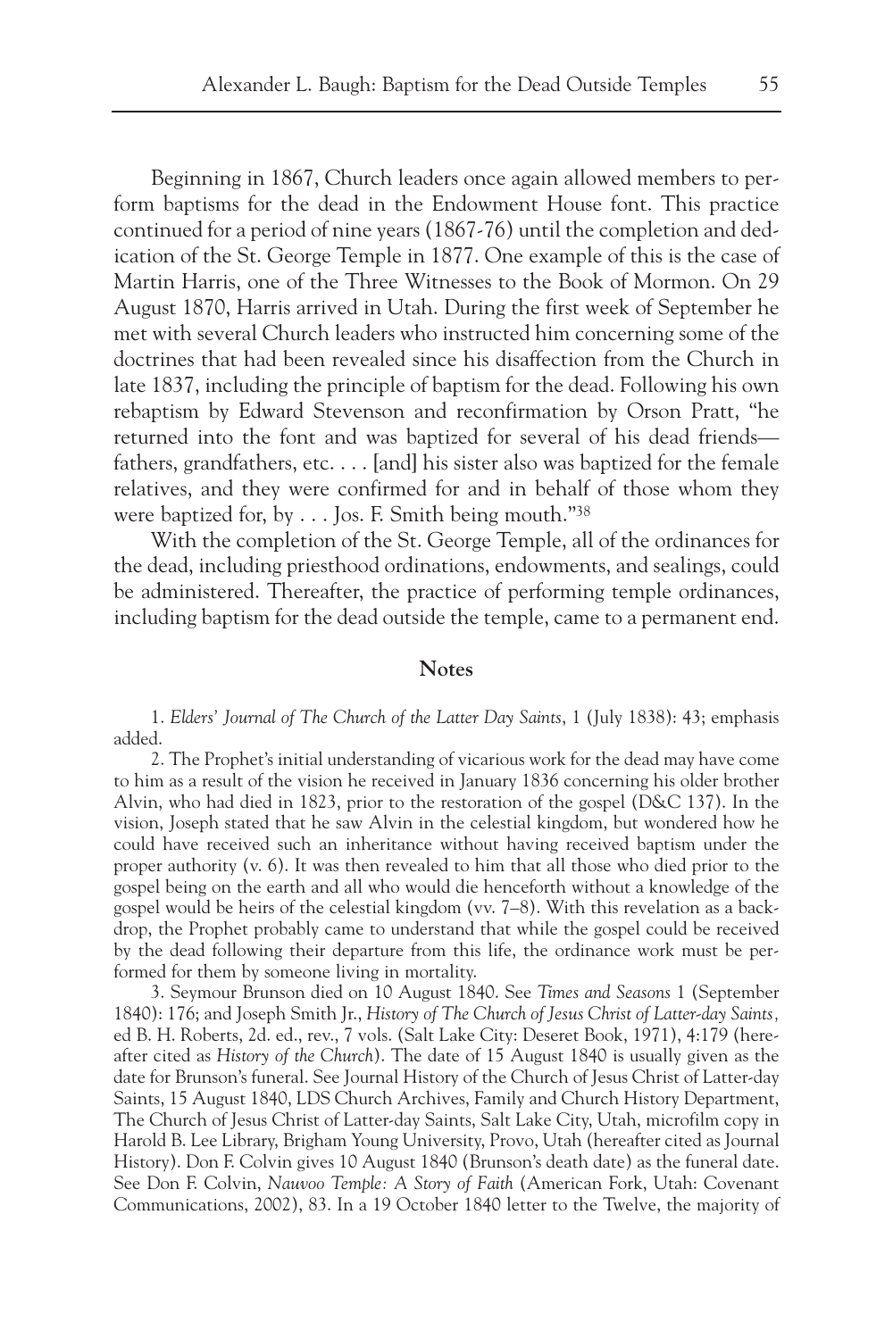Beginning in 1867, Church leaders once again allowed members to perform baptisms for the dead in the Endowment House font. This practice continued for a period of nine years (1867-76) until the completion and dedication of the St. George Temple in 1877. One example of this is the case of Martin Harris, one of the Three Witnesses to the Book of Mormon. On 29 August 1870, Harris arrived in Utah. During the first week of September he met with several Church leaders who instructed him concerning some of the doctrines that had been revealed since his disaffection from the Church in late 1837, including the principle of baptism for the dead. Following his own rebaptism by Edward Stevenson and reconfirmation by Orson Pratt, "he returned into the font and was baptized for several of his dead friends—fathers, grandfathers, etc. . . . [and] his sister also was baptized for the female relatives, and they were confirmed for and in behalf of those whom they were baptized for, by . . . Jos. F. Smith being mouth."[38]

With the completion of the St. George Temple, all of the ordinances for the dead, including priesthood ordinations, endowments, and sealings, could be administered. Thereafter, the practice of performing temple ordinances, including baptism for the dead outside the temple, came to a permanent end.

## Notes

1. *Elders' Journal of The Church of the Latter Day Saints*, 1 (July 1838): 43; emphasis added.

2. The Prophet's initial understanding of vicarious work for the dead may have come to him as a result of the vision he received in January 1836 concerning his older brother Alvin, who had died in 1823, prior to the restoration of the gospel (D&C 137). In the vision, Joseph stated that he saw Alvin in the celestial kingdom, but wondered how he could have received such an inheritance without having received baptism under the proper authority (v. 6). It was then revealed to him that all those who died prior to the gospel being on the earth and all who would die henceforth without a knowledge of the gospel would be heirs of the celestial kingdom (vv. 7–8). With this revelation as a backdrop, the Prophet probably came to understand that while the gospel could be received by the dead following their departure from this life, the ordinance work must be performed for them by someone living in mortality.

3. Seymour Brunson died on 10 August 1840. See *Times and Seasons* 1 (September 1840): 176; and Joseph Smith Jr., *History of The Church of Jesus Christ of Latter-day Saints,* ed B. H. Roberts, 2d. ed., rev., 7 vols. (Salt Lake City: Deseret Book, 1971), 4:179 (hereafter cited as *History of the Church*). The date of 15 August 1840 is usually given as the date for Brunson's funeral. See Journal History of the Church of Jesus Christ of Latter-day Saints, 15 August 1840, LDS Church Archives, Family and Church History Department, The Church of Jesus Christ of Latter-day Saints, Salt Lake City, Utah, microfilm copy in Harold B. Lee Library, Brigham Young University, Provo, Utah (hereafter cited as Journal History). Don F. Colvin gives 10 August 1840 (Brunson's death date) as the funeral date. See Don F. Colvin, *Nauvoo Temple: A Story of Faith* (American Fork, Utah: Covenant Communications, 2002), 83. In a 19 October 1840 letter to the Twelve, the majority of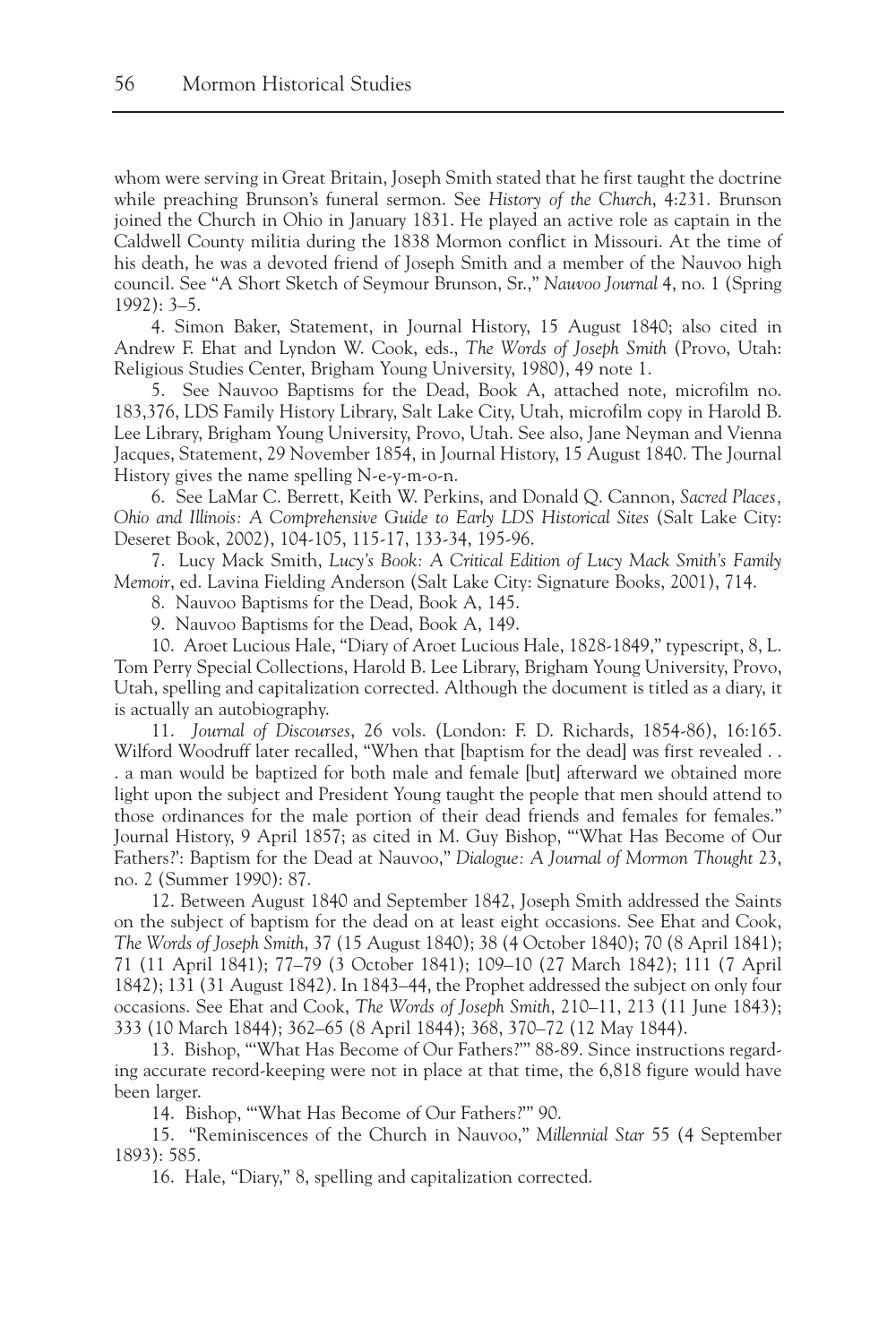whom were serving in Great Britain, Joseph Smith stated that he first taught the doctrine while preaching Brunson's funeral sermon. See *History of the Church*, 4:231. Brunson joined the Church in Ohio in January 1831. He played an active role as captain in the Caldwell County militia during the 1838 Mormon conflict in Missouri. At the time of his death, he was a devoted friend of Joseph Smith and a member of the Nauvoo high council. See "A Short Sketch of Seymour Brunson, Sr.," *Nauvoo Journal* 4, no. 1 (Spring 1992): 3–5.

4. Simon Baker, Statement, in Journal History, 15 August 1840; also cited in Andrew F. Ehat and Lyndon W. Cook, eds., *The Words of Joseph Smith* (Provo, Utah: Religious Studies Center, Brigham Young University, 1980), 49 note 1.

5. See Nauvoo Baptisms for the Dead, Book A, attached note, microfilm no. 183,376, LDS Family History Library, Salt Lake City, Utah, microfilm copy in Harold B. Lee Library, Brigham Young University, Provo, Utah. See also, Jane Neyman and Vienna Jacques, Statement, 29 November 1854, in Journal History, 15 August 1840. The Journal History gives the name spelling N-e-y-m-o-n.

6. See LaMar C. Berrett, Keith W. Perkins, and Donald Q. Cannon, *Sacred Places, Ohio and Illinois: A Comprehensive Guide to Early LDS Historical Sites* (Salt Lake City: Deseret Book, 2002), 104-105, 115-17, 133-34, 195-96.

7. Lucy Mack Smith, *Lucy's Book: A Critical Edition of Lucy Mack Smith's Family Memoir*, ed. Lavina Fielding Anderson (Salt Lake City: Signature Books, 2001), 714.

8. Nauvoo Baptisms for the Dead, Book A, 145.

9. Nauvoo Baptisms for the Dead, Book A, 149.

10. Aroet Lucious Hale, "Diary of Aroet Lucious Hale, 1828-1849," typescript, 8, L. Tom Perry Special Collections, Harold B. Lee Library, Brigham Young University, Provo, Utah, spelling and capitalization corrected. Although the document is titled as a diary, it is actually an autobiography.

11. *Journal of Discourses*, 26 vols. (London: F. D. Richards, 1854-86), 16:165. Wilford Woodruff later recalled, "When that [baptism for the dead] was first revealed . . . a man would be baptized for both male and female [but] afterward we obtained more light upon the subject and President Young taught the people that men should attend to those ordinances for the male portion of their dead friends and females for females." Journal History, 9 April 1857; as cited in M. Guy Bishop, "'What Has Become of Our Fathers?': Baptism for the Dead at Nauvoo," *Dialogue: A Journal of Mormon Thought* 23, no. 2 (Summer 1990): 87.

12. Between August 1840 and September 1842, Joseph Smith addressed the Saints on the subject of baptism for the dead on at least eight occasions. See Ehat and Cook, *The Words of Joseph Smith*, 37 (15 August 1840); 38 (4 October 1840); 70 (8 April 1841); 71 (11 April 1841); 77–79 (3 October 1841); 109–10 (27 March 1842); 111 (7 April 1842); 131 (31 August 1842). In 1843–44, the Prophet addressed the subject on only four occasions. See Ehat and Cook, *The Words of Joseph Smith*, 210–11, 213 (11 June 1843); 333 (10 March 1844); 362–65 (8 April 1844); 368, 370–72 (12 May 1844).

13. Bishop, "'What Has Become of Our Fathers?'" 88-89. Since instructions regarding accurate record-keeping were not in place at that time, the 6,818 figure would have been larger.

14. Bishop, "'What Has Become of Our Fathers?'" 90.

15. "Reminiscences of the Church in Nauvoo," *Millennial Star* 55 (4 September 1893): 585.

16. Hale, "Diary," 8, spelling and capitalization corrected.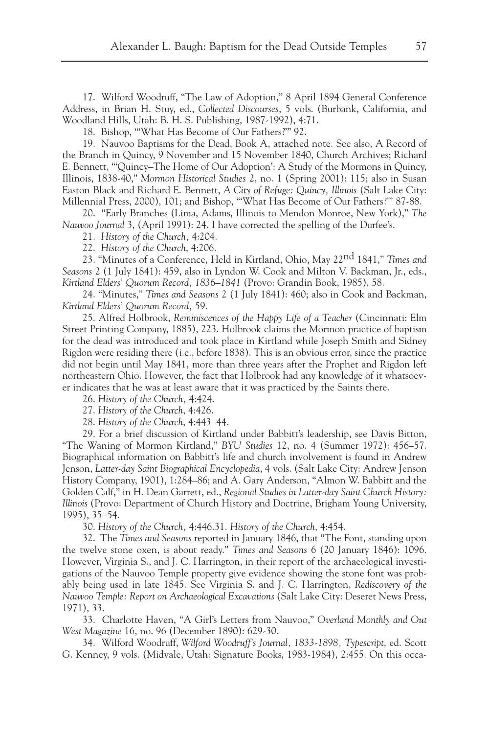17. Wilford Woodruff, "The Law of Adoption," 8 April 1894 General Conference Address, in Brian H. Stuy, ed., *Collected Discourses*, 5 vols. (Burbank, California, and Woodland Hills, Utah: B. H. S. Publishing, 1987-1992), 4:71.

18. Bishop, "'What Has Become of Our Fathers?'" 92.

19. Nauvoo Baptisms for the Dead, Book A, attached note. See also, A Record of the Branch in Quincy, 9 November and 15 November 1840, Church Archives; Richard E. Bennett, "'Quincy–The Home of Our Adoption': A Study of the Mormons in Quincy, Illinois, 1838-40," *Mormon Historical Studies* 2, no. 1 (Spring 2001): 115; also in Susan Easton Black and Richard E. Bennett, *A City of Refuge: Quincy, Illinois* (Salt Lake City: Millennial Press, 2000), 101; and Bishop, "'What Has Become of Our Fathers?'" 87-88.

20. "Early Branches (Lima, Adams, Illinois to Mendon Monroe, New York)," *The Nauvoo Journal* 3, (April 1991): 24. I have corrected the spelling of the Durfee's.

21. *History of the Church,* 4:204.

22. *History of the Church*, 4:206.

23. "Minutes of a Conference, Held in Kirtland, Ohio, May 22nd 1841," *Times and Seasons* 2 (1 July 1841): 459, also in Lyndon W. Cook and Milton V. Backman, Jr., eds., *Kirtland Elders' Quorum Record, 1836–1841* (Provo: Grandin Book, 1985), 58.

24. "Minutes," *Times and Seasons* 2 (1 July 1841): 460; also in Cook and Backman, *Kirtland Elders' Quorum Record,* 59.

25. Alfred Holbrook, *Reminiscences of the Happy Life of a Teacher* (Cincinnati: Elm Street Printing Company, 1885), 223. Holbrook claims the Mormon practice of baptism for the dead was introduced and took place in Kirtland while Joseph Smith and Sidney Rigdon were residing there (i.e., before 1838). This is an obvious error, since the practice did not begin until May 1841, more than three years after the Prophet and Rigdon left northeastern Ohio. However, the fact that Holbrook had any knowledge of it whatsoever indicates that he was at least aware that it was practiced by the Saints there.

26. *History of the Church,* 4:424.

27. *History of the Church*, 4:426.

28. *History of the Church*, 4:443–44.

29. For a brief discussion of Kirtland under Babbitt's leadership, see Davis Bitton, "The Waning of Mormon Kirtland," *BYU Studies* 12, no. 4 (Summer 1972): 456–57. Biographical information on Babbitt's life and church involvement is found in Andrew Jenson, *Latter-day Saint Biographical Encyclopedia*, 4 vols. (Salt Lake City: Andrew Jenson History Company, 1901), 1:284–86; and A. Gary Anderson, "Almon W. Babbitt and the Golden Calf," in H. Dean Garrett, ed., *Regional Studies in Latter-day Saint Church History: Illinois* (Provo: Department of Church History and Doctrine, Brigham Young University, 1995), 35–54.

30. *History of the Church,* 4:446.31. *History of the Church*, 4:454.

32. The *Times and Seasons* reported in January 1846, that "The Font, standing upon the twelve stone oxen, is about ready." *Times and Seasons* 6 (20 January 1846): 1096. However, Virginia S., and J. C. Harrington, in their report of the archaeological investigations of the Nauvoo Temple property give evidence showing the stone font was probably being used in late 1845. See Virginia S. and J. C. Harrington, *Rediscovery of the Nauvoo Temple: Report on Archaeological Excavations* (Salt Lake City: Deseret News Press, 1971), 33.

33. Charlotte Haven, "A Girl's Letters from Nauvoo," *Overland Monthly and Out West Magazine* 16, no. 96 (December 1890): 629-30.

34. Wilford Woodruff, *Wilford Woodruff's Journal, 1833-1898, Typescript*, ed. Scott G. Kenney, 9 vols. (Midvale, Utah: Signature Books, 1983-1984), 2:455. On this occa-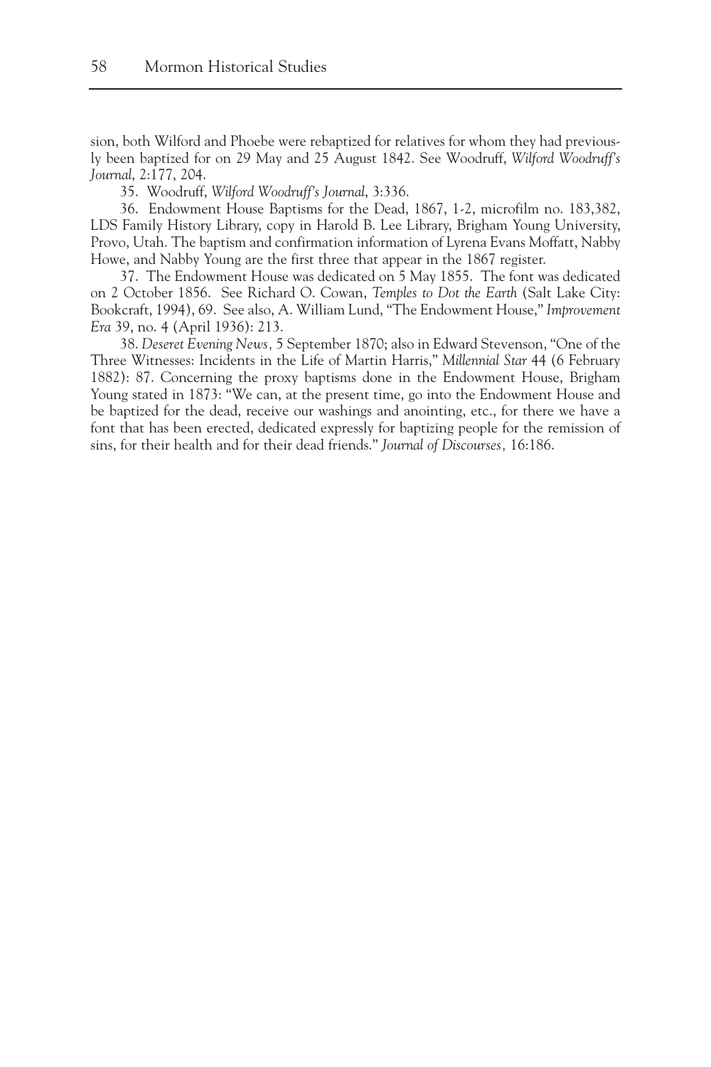sion, both Wilford and Phoebe were rebaptized for relatives for whom they had previously been baptized for on 29 May and 25 August 1842. See Woodruff, *Wilford Woodruff's Journal*, 2:177, 204.

35. Woodruff, *Wilford Woodruff's Journal*, 3:336.

36. Endowment House Baptisms for the Dead, 1867, 1-2, microfilm no. 183,382, LDS Family History Library, copy in Harold B. Lee Library, Brigham Young University, Provo, Utah. The baptism and confirmation information of Lyrena Evans Moffatt, Nabby Howe, and Nabby Young are the first three that appear in the 1867 register.

37. The Endowment House was dedicated on 5 May 1855. The font was dedicated on 2 October 1856. See Richard O. Cowan, *Temples to Dot the Earth* (Salt Lake City: Bookcraft, 1994), 69. See also, A. William Lund, "The Endowment House," *Improvement Era* 39, no. 4 (April 1936): 213.

38. *Deseret Evening News,* 5 September 1870; also in Edward Stevenson, "One of the Three Witnesses: Incidents in the Life of Martin Harris," *Millennial Star* 44 (6 February 1882): 87. Concerning the proxy baptisms done in the Endowment House, Brigham Young stated in 1873: "We can, at the present time, go into the Endowment House and be baptized for the dead, receive our washings and anointing, etc., for there we have a font that has been erected, dedicated expressly for baptizing people for the remission of sins, for their health and for their dead friends." *Journal of Discourses,* 16:186.